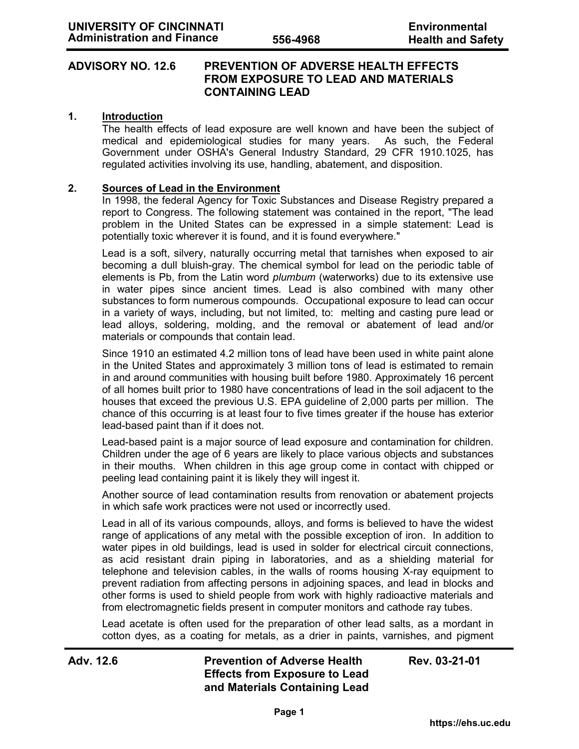# ADVISORY NO. 12.6 PREVENTION OF ADVERSE HEALTH EFFECTS FROM EXPOSURE TO LEAD AND MATERIALS CONTAINING LEAD

## 1. Introduction

The health effects of lead exposure are well known and have been the subject of medical and epidemiological studies for many years. As such, the Federal Government under OSHA's General Industry Standard, 29 CFR 1910.1025, has regulated activities involving its use, handling, abatement, and disposition.

## 2. Sources of Lead in the Environment

In 1998, the federal Agency for Toxic Substances and Disease Registry prepared a report to Congress. The following statement was contained in the report, "The lead problem in the United States can be expressed in a simple statement: Lead is potentially toxic wherever it is found, and it is found everywhere."

Lead is a soft, silvery, naturally occurring metal that tarnishes when exposed to air becoming a dull bluish-gray. The chemical symbol for lead on the periodic table of elements is Pb, from the Latin word *plumbum* (waterworks) due to its extensive use in water pipes since ancient times. Lead is also combined with many other substances to form numerous compounds. Occupational exposure to lead can occur in a variety of ways, including, but not limited, to: melting and casting pure lead or lead alloys, soldering, molding, and the removal or abatement of lead and/or materials or compounds that contain lead.

Since 1910 an estimated 4.2 million tons of lead have been used in white paint alone in the United States and approximately 3 million tons of lead is estimated to remain in and around communities with housing built before 1980. Approximately 16 percent of all homes built prior to 1980 have concentrations of lead in the soil adjacent to the houses that exceed the previous U.S. EPA guideline of 2,000 parts per million. The chance of this occurring is at least four to five times greater if the house has exterior lead-based paint than if it does not.

Lead-based paint is a major source of lead exposure and contamination for children. Children under the age of 6 years are likely to place various objects and substances in their mouths. When children in this age group come in contact with chipped or peeling lead containing paint it is likely they will ingest it.

Another source of lead contamination results from renovation or abatement projects in which safe work practices were not used or incorrectly used.

Lead in all of its various compounds, alloys, and forms is believed to have the widest range of applications of any metal with the possible exception of iron. In addition to water pipes in old buildings, lead is used in solder for electrical circuit connections, as acid resistant drain piping in laboratories, and as a shielding material for telephone and television cables, in the walls of rooms housing X-ray equipment to prevent radiation from affecting persons in adjoining spaces, and lead in blocks and other forms is used to shield people from work with highly radioactive materials and from electromagnetic fields present in computer monitors and cathode ray tubes.

Lead acetate is often used for the preparation of other lead salts, as a mordant in cotton dyes, as a coating for metals, as a drier in paints, varnishes, and pigment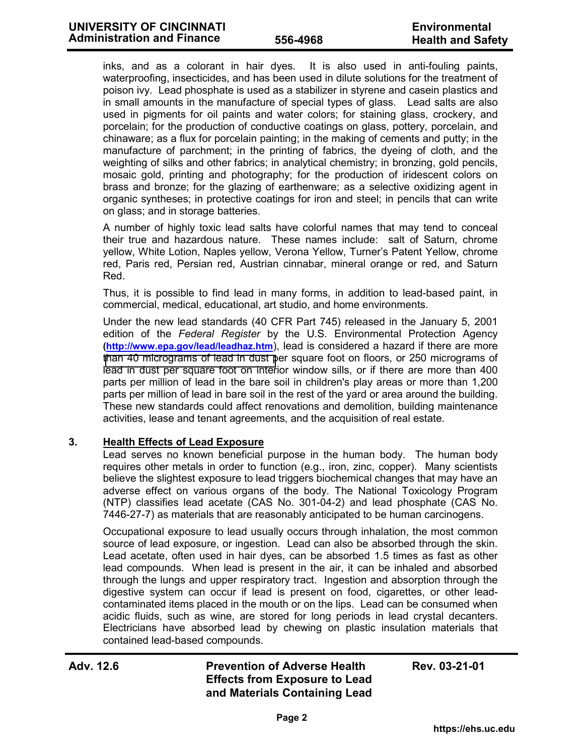inks, and as a colorant in hair dyes. It is also used in anti-fouling paints, waterproofing, insecticides, and has been used in dilute solutions for the treatment of poison ivy. Lead phosphate is used as a stabilizer in styrene and casein plastics and in small amounts in the manufacture of special types of glass. Lead salts are also used in pigments for oil paints and water colors; for staining glass, crockery, and porcelain; for the production of conductive coatings on glass, pottery, porcelain, and chinaware; as a flux for porcelain painting; in the making of cements and putty; in the manufacture of parchment; in the printing of fabrics, the dyeing of cloth, and the weighting of silks and other fabrics; in analytical chemistry; in bronzing, gold pencils, mosaic gold, printing and photography; for the production of iridescent colors on brass and bronze; for the glazing of earthenware; as a selective oxidizing agent in organic syntheses; in protective coatings for iron and steel; in pencils that can write on glass; and in storage batteries.

A number of highly toxic lead salts have colorful names that may tend to conceal their true and hazardous nature. These names include: salt of Saturn, chrome yellow, White Lotion, Naples yellow, Verona Yellow, Turner's Patent Yellow, chrome red, Paris red, Persian red, Austrian cinnabar, mineral orange or red, and Saturn Red.

Thus, it is possible to find lead in many forms, in addition to lead-based paint, in commercial, medical, educational, art studio, and home environments.

Under the new lead standards (40 CFR Part 745) released in the January 5, 2001 edition of the *Federal Register* by the U.S. Environmental Protection Agency (**http://www.epa.gov/lead/leadhaz.htm**), lead is considered a hazard if there are more than 40 micrograms of lead in dust per square foot on floors, or 250 micrograms of lead in dust per square foot on interior window sills, or if there are more than 400 parts per million of lead in the bare soil in children's play areas or more than 1,200 parts per million of lead in bare soil in the rest of the yard or area around the building. These new standards could affect renovations and demolition, building maintenance activities, lease and tenant agreements, and the acquisition of real estate.

## 3. Health Effects of Lead Exposure

Lead serves no known beneficial purpose in the human body. The human body requires other metals in order to function (e.g., iron, zinc, copper). Many scientists believe the slightest exposure to lead triggers biochemical changes that may have an adverse effect on various organs of the body. The National Toxicology Program (NTP) classifies lead acetate (CAS No. 301-04-2) and lead phosphate (CAS No. 7446-27-7) as materials that are reasonably anticipated to be human carcinogens.

Occupational exposure to lead usually occurs through inhalation, the most common source of lead exposure, or ingestion. Lead can also be absorbed through the skin. Lead acetate, often used in hair dyes, can be absorbed 1.5 times as fast as other lead compounds. When lead is present in the air, it can be inhaled and absorbed through the lungs and upper respiratory tract. Ingestion and absorption through the digestive system can occur if lead is present on food, cigarettes, or other lead-contaminated items placed in the mouth or on the lips. Lead can be consumed when acidic fluids, such as wine, are stored for long periods in lead crystal decanters. Electricians have absorbed lead by chewing on plastic insulation materials that contained lead-based compounds.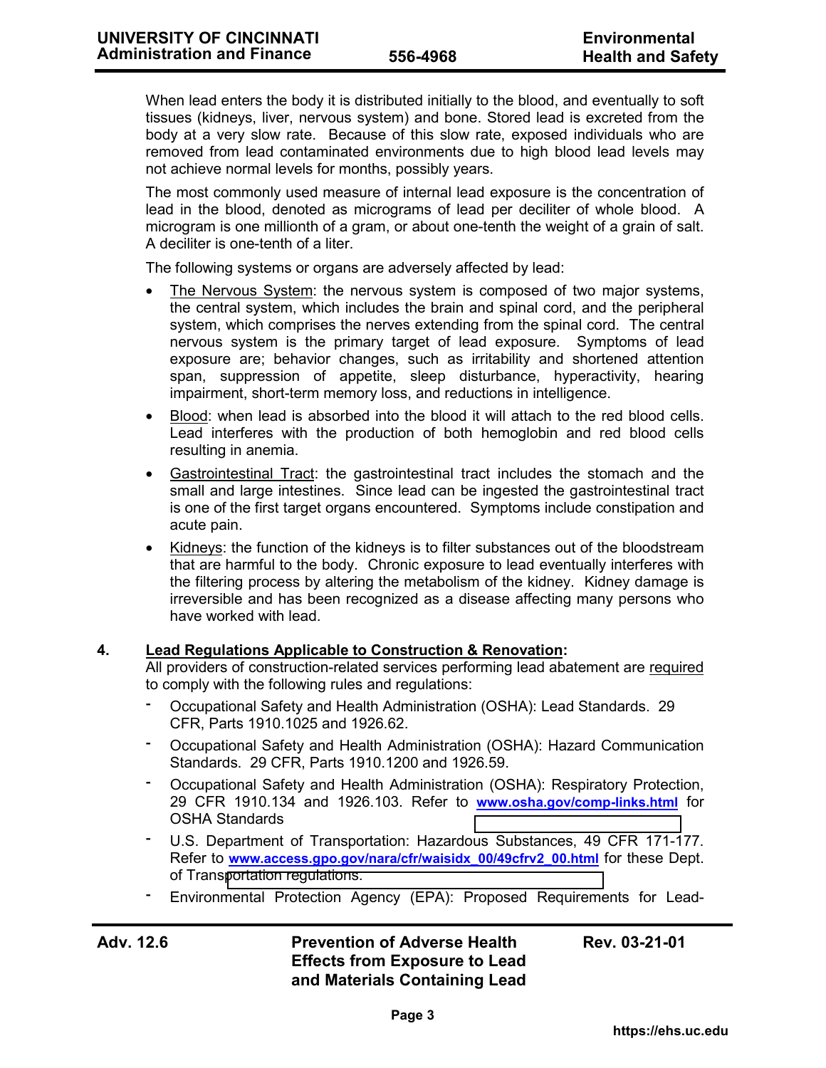When lead enters the body it is distributed initially to the blood, and eventually to soft tissues (kidneys, liver, nervous system) and bone. Stored lead is excreted from the body at a very slow rate. Because of this slow rate, exposed individuals who are removed from lead contaminated environments due to high blood lead levels may not achieve normal levels for months, possibly years.

The most commonly used measure of internal lead exposure is the concentration of lead in the blood, denoted as micrograms of lead per deciliter of whole blood. A microgram is one millionth of a gram, or about one-tenth the weight of a grain of salt. A deciliter is one-tenth of a liter.

The following systems or organs are adversely affected by lead:

- The Nervous System: the nervous system is composed of two major systems, the central system, which includes the brain and spinal cord, and the peripheral system, which comprises the nerves extending from the spinal cord. The central nervous system is the primary target of lead exposure. Symptoms of lead exposure are; behavior changes, such as irritability and shortened attention span, suppression of appetite, sleep disturbance, hyperactivity, hearing impairment, short-term memory loss, and reductions in intelligence.
- Blood: when lead is absorbed into the blood it will attach to the red blood cells. Lead interferes with the production of both hemoglobin and red blood cells resulting in anemia.
- Gastrointestinal Tract: the gastrointestinal tract includes the stomach and the small and large intestines. Since lead can be ingested the gastrointestinal tract is one of the first target organs encountered. Symptoms include constipation and acute pain.
- Kidneys: the function of the kidneys is to filter substances out of the bloodstream that are harmful to the body. Chronic exposure to lead eventually interferes with the filtering process by altering the metabolism of the kidney. Kidney damage is irreversible and has been recognized as a disease affecting many persons who have worked with lead.

## 4. Lead Regulations Applicable to Construction & Renovation:

All providers of construction-related services performing lead abatement are required to comply with the following rules and regulations:

- Occupational Safety and Health Administration (OSHA): Lead Standards. 29 CFR, Parts 1910.1025 and 1926.62.
- Occupational Safety and Health Administration (OSHA): Hazard Communication Standards. 29 CFR, Parts 1910.1200 and 1926.59.
- Occupational Safety and Health Administration (OSHA): Respiratory Protection, 29 CFR 1910.134 and 1926.103. Refer to **www.osha.gov/comp-links.html** for OSHA Standards
- U.S. Department of Transportation: Hazardous Substances, 49 CFR 171-177. Refer to **www.access.gpo.gov/nara/cfr/waisidx_00/49cfrv2_00.html** for these Dept. of Transportation regulations.
- Environmental Protection Agency (EPA): Proposed Requirements for Lead-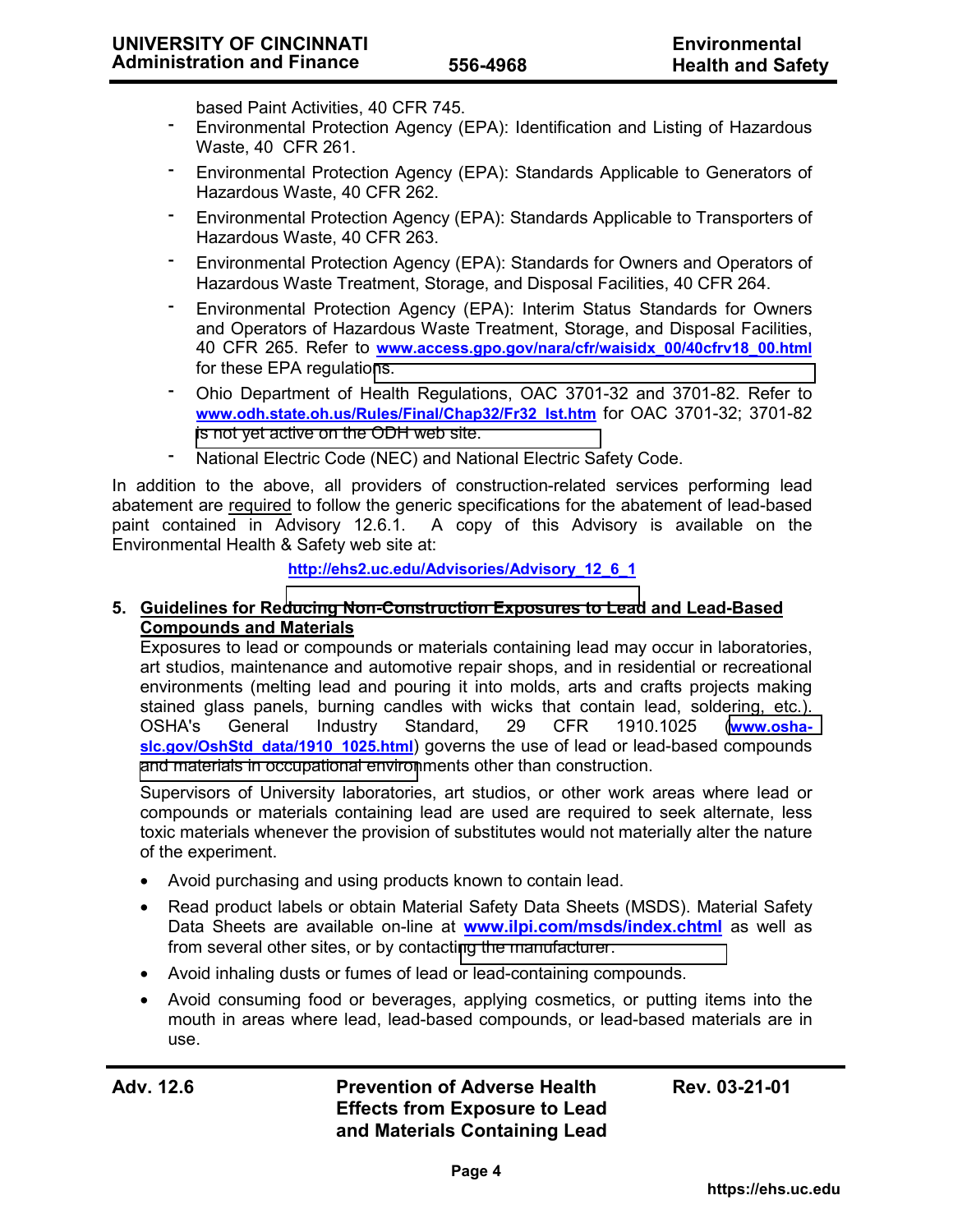based Paint Activities, 40 CFR 745.

- Environmental Protection Agency (EPA): Identification and Listing of Hazardous Waste, 40 CFR 261.
- Environmental Protection Agency (EPA): Standards Applicable to Generators of Hazardous Waste, 40 CFR 262.
- Environmental Protection Agency (EPA): Standards Applicable to Transporters of Hazardous Waste, 40 CFR 263.
- Environmental Protection Agency (EPA): Standards for Owners and Operators of Hazardous Waste Treatment, Storage, and Disposal Facilities, 40 CFR 264.
- Environmental Protection Agency (EPA): Interim Status Standards for Owners and Operators of Hazardous Waste Treatment, Storage, and Disposal Facilities, 40 CFR 265. Refer to **www.access.gpo.gov/nara/cfr/waisidx_00/40cfrv18_00.html** for these EPA regulations.
- Ohio Department of Health Regulations, OAC 3701-32 and 3701-82. Refer to **www.odh.state.oh.us/Rules/Final/Chap32/Fr32_lst.htm** for OAC 3701-32; 3701-82 is not yet active on the ODH web site.
- National Electric Code (NEC) and National Electric Safety Code.

In addition to the above, all providers of construction-related services performing lead abatement are required to follow the generic specifications for the abatement of lead-based paint contained in Advisory 12.6.1. A copy of this Advisory is available on the Environmental Health & Safety web site at:

**http://ehs2.uc.edu/Advisories/Advisory_12_6_1**

## 5. Guidelines for Reducing Non-Construction Exposures to Lead and Lead-Based Compounds and Materials

Exposures to lead or compounds or materials containing lead may occur in laboratories, art studios, maintenance and automotive repair shops, and in residential or recreational environments (melting lead and pouring it into molds, arts and crafts projects making stained glass panels, burning candles with wicks that contain lead, soldering, etc.). OSHA's General Industry Standard, 29 CFR 1910.1025 (**www.osha-slc.gov/OshStd_data/1910_1025.html**) governs the use of lead or lead-based compounds and materials in occupational environments other than construction.

Supervisors of University laboratories, art studios, or other work areas where lead or compounds or materials containing lead are used are required to seek alternate, less toxic materials whenever the provision of substitutes would not materially alter the nature of the experiment.

- Avoid purchasing and using products known to contain lead.
- Read product labels or obtain Material Safety Data Sheets (MSDS). Material Safety Data Sheets are available on-line at **www.ilpi.com/msds/index.chtml** as well as from several other sites, or by contacting the manufacturer.
- Avoid inhaling dusts or fumes of lead or lead-containing compounds.
- Avoid consuming food or beverages, applying cosmetics, or putting items into the mouth in areas where lead, lead-based compounds, or lead-based materials are in use.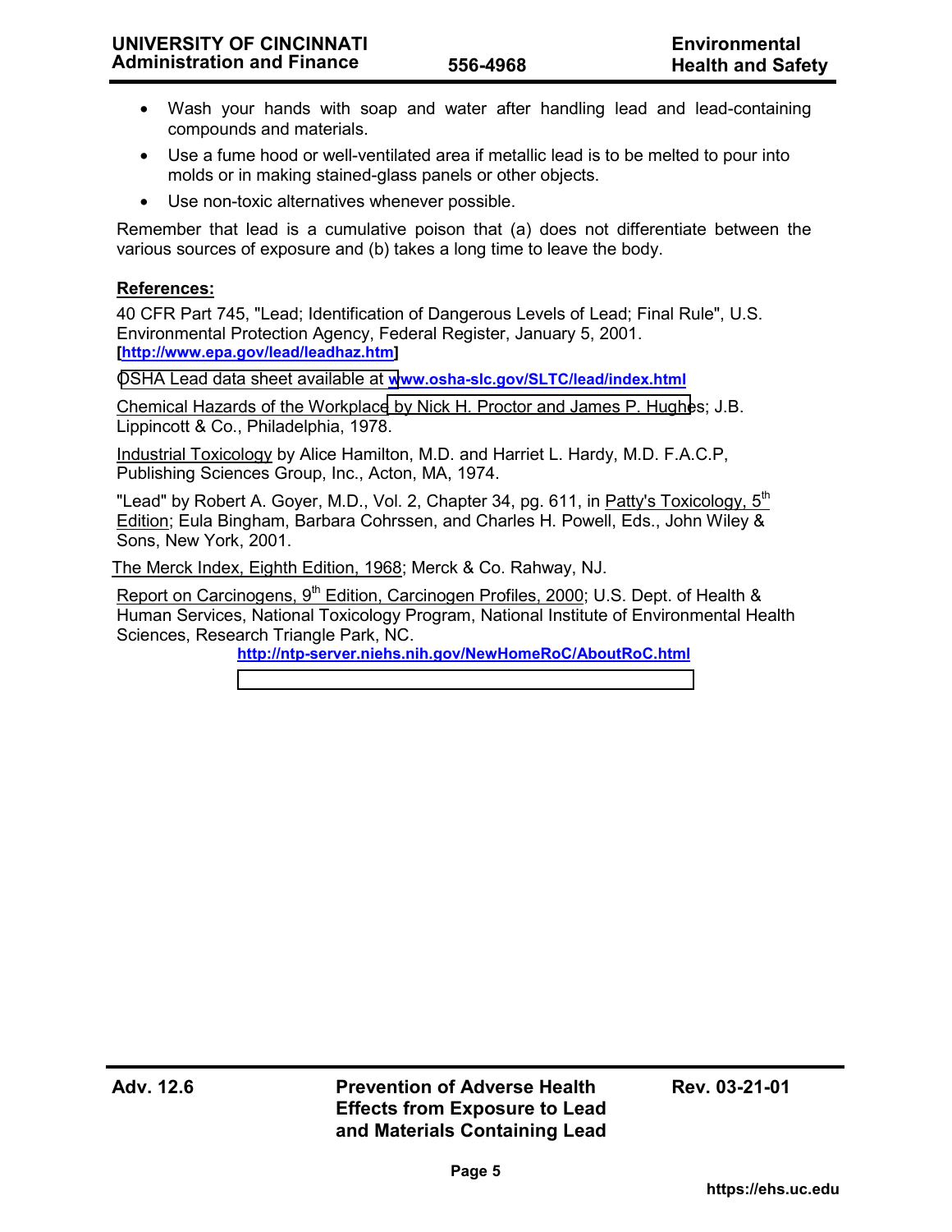- Wash your hands with soap and water after handling lead and lead-containing compounds and materials.
- Use a fume hood or well-ventilated area if metallic lead is to be melted to pour into molds or in making stained-glass panels or other objects.
- Use non-toxic alternatives whenever possible.

Remember that lead is a cumulative poison that (a) does not differentiate between the various sources of exposure and (b) takes a long time to leave the body.

**References:**

40 CFR Part 745, "Lead; Identification of Dangerous Levels of Lead; Final Rule", U.S. Environmental Protection Agency, Federal Register, January 5, 2001. [**http://www.epa.gov/lead/leadhaz.htm**]

OSHA Lead data sheet available at **www.osha-slc.gov/SLTC/lead/index.html**

Chemical Hazards of the Workplace by Nick H. Proctor and James P. Hughes; J.B. Lippincott & Co., Philadelphia, 1978.

Industrial Toxicology by Alice Hamilton, M.D. and Harriet L. Hardy, M.D. F.A.C.P, Publishing Sciences Group, Inc., Acton, MA, 1974.

"Lead" by Robert A. Goyer, M.D., Vol. 2, Chapter 34, pg. 611, in Patty's Toxicology, 5th Edition; Eula Bingham, Barbara Cohrssen, and Charles H. Powell, Eds., John Wiley & Sons, New York, 2001.

The Merck Index, Eighth Edition, 1968; Merck & Co. Rahway, NJ.

Report on Carcinogens, 9th Edition, Carcinogen Profiles, 2000; U.S. Dept. of Health & Human Services, National Toxicology Program, National Institute of Environmental Health Sciences, Research Triangle Park, NC.
**http://ntp-server.niehs.nih.gov/NewHomeRoC/AboutRoC.html**